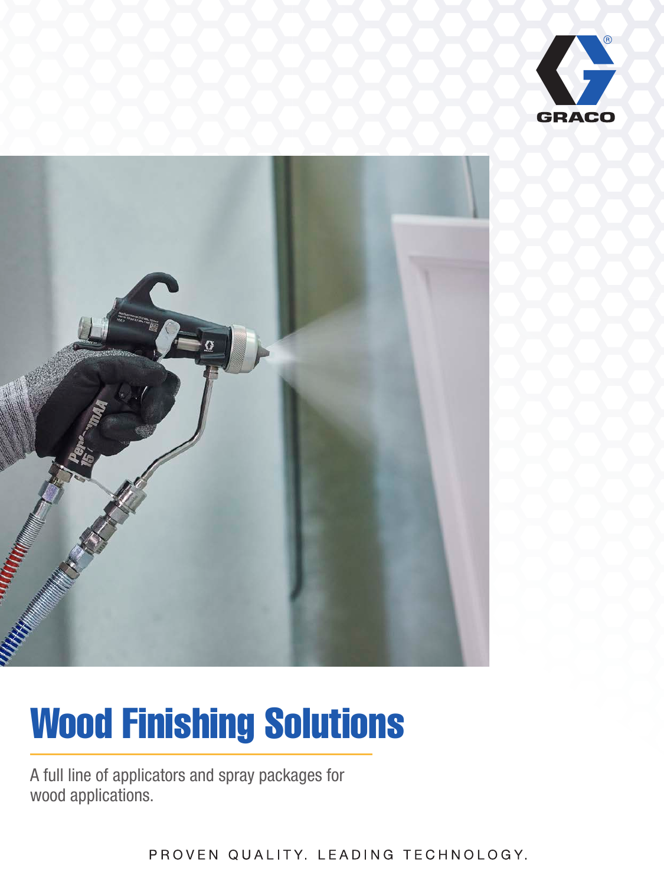# Wood Finishing Solutions

A full line of applicators and spray packages for wood applications.

PROVEN QUALITY. LEADING TECHNOLOGY.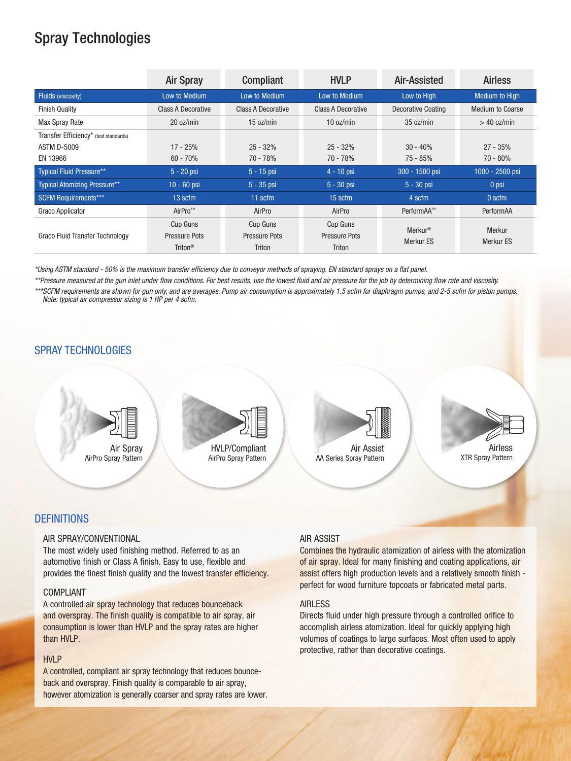# Spray Technologies

| | Air Spray | Compliant | HVLP | Air-Assisted | Airless |
|---|---|---|---|---|---|
| Fluids (viscosity) | Low to Medium | Low to Medium | Low to Medium | Low to High | Medium to High |
| Finish Quality | Class A Decorative | Class A Decorative | Class A Decorative | Decorative Coating | Medium to Coarse |
| Max Spray Rate | 20 oz/min | 15 oz/min | 10 oz/min | 35 oz/min | > 40 oz/min |
| Transfer Efficiency* (test standards) | | | | | |
| ASTM D-5009 | 17 - 25% | 25 - 32% | 25 - 32% | 30 - 40% | 27 - 35% |
| EN 13966 | 60 - 70% | 70 - 78% | 70 - 78% | 75 - 85% | 70 - 80% |
| Typical Fluid Pressure** | 5 - 20 psi | 5 - 15 psi | 4 - 10 psi | 300 - 1500 psi | 1000 - 2500 psi |
| Typical Atomizing Pressure** | 10 - 60 psi | 5 - 35 psi | 5 - 30 psi | 5 - 30 psi | 0 psi |
| SCFM Requirements*** | 13 scfm | 11 scfm | 15 scfm | 4 scfm | 0 scfm |
| Graco Applicator | AirPro™ | AirPro | AirPro | PerformAA™ | PerformAA |
| Graco Fluid Transfer Technology | Cup Guns<br>Pressure Pots<br>Triton® | Cup Guns<br>Pressure Pots<br>Triton | Cup Guns<br>Pressure Pots<br>Triton | Merkur®<br>Merkur ES | Merkur<br>Merkur ES |

*Using ASTM standard - 50% is the maximum transfer efficiency due to conveyor methods of spraying. EN standard sprays on a flat panel.*

*\*\*Pressure measured at the gun inlet under flow conditions. For best results, use the lowest fluid and air pressure for the job by determining flow rate and viscosity.*

*\*\*\*SCFM requirements are shown for gun only, and are averages. Pump air consumption is approximately 1.5 scfm for diaphragm pumps, and 2-5 scfm for piston pumps. Note: typical air compressor sizing is 1 HP per 4 scfm.*

## SPRAY TECHNOLOGIES

Air Spray
AirPro Spray Pattern

HVLP/Compliant
AirPro Spray Pattern

Air Assist
AA Series Spray Pattern

Airless
XTR Spray Pattern

## DEFINITIONS

### AIR SPRAY/CONVENTIONAL

The most widely used finishing method. Referred to as an automotive finish or Class A finish. Easy to use, flexible and provides the finest finish quality and the lowest transfer efficiency.

### COMPLIANT

A controlled air spray technology that reduces bounceback and overspray. The finish quality is compatible to air spray, air consumption is lower than HVLP and the spray rates are higher than HVLP.

### HVLP

A controlled, compliant air spray technology that reduces bounce-back and overspray. Finish quality is comparable to air spray, however atomization is generally coarser and spray rates are lower.

### AIR ASSIST

Combines the hydraulic atomization of airless with the atomization of air spray. Ideal for many finishing and coating applications, air assist offers high production levels and a relatively smooth finish - perfect for wood furniture topcoats or fabricated metal parts.

### AIRLESS

Directs fluid under high pressure through a controlled orifice to accomplish airless atomization. Ideal for quickly applying high volumes of coatings to large surfaces. Most often used to apply protective, rather than decorative coatings.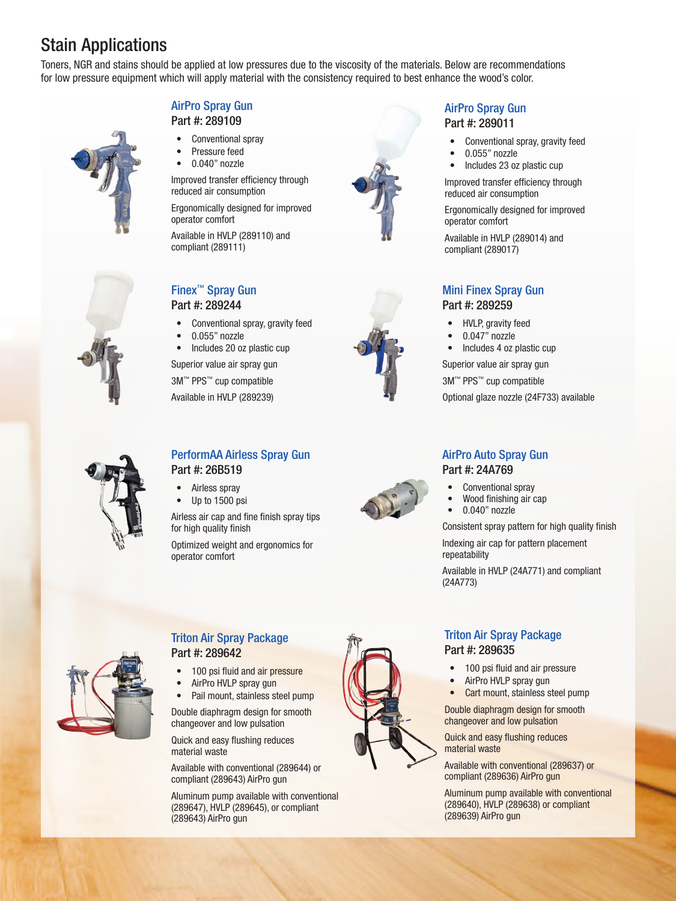# Stain Applications

Toners, NGR and stains should be applied at low pressures due to the viscosity of the materials. Below are recommendations for low pressure equipment which will apply material with the consistency required to best enhance the wood's color.

## AirPro Spray Gun

**Part #: 289109**

- Conventional spray
- Pressure feed
- 0.040" nozzle

Improved transfer efficiency through reduced air consumption

Ergonomically designed for improved operator comfort

Available in HVLP (289110) and compliant (289111)

## AirPro Spray Gun

**Part #: 289011**

- Conventional spray, gravity feed
- 0.055" nozzle
- Includes 23 oz plastic cup

Improved transfer efficiency through reduced air consumption

Ergonomically designed for improved operator comfort

Available in HVLP (289014) and compliant (289017)

## Finex™ Spray Gun

**Part #: 289244**

- Conventional spray, gravity feed
- 0.055" nozzle
- Includes 20 oz plastic cup

Superior value air spray gun

3M™ PPS™ cup compatible

Available in HVLP (289239)

## Mini Finex Spray Gun

**Part #: 289259**

- HVLP, gravity feed
- 0.047" nozzle
- Includes 4 oz plastic cup

Superior value air spray gun

3M™ PPS™ cup compatible

Optional glaze nozzle (24F733) available

## PerformAA Airless Spray Gun

**Part #: 26B519**

- Airless spray
- Up to 1500 psi

Airless air cap and fine finish spray tips for high quality finish

Optimized weight and ergonomics for operator comfort

## AirPro Auto Spray Gun

**Part #: 24A769**

- Conventional spray
- Wood finishing air cap
- 0.040" nozzle

Consistent spray pattern for high quality finish

Indexing air cap for pattern placement repeatability

Available in HVLP (24A771) and compliant (24A773)

## Triton Air Spray Package

**Part #: 289642**

- 100 psi fluid and air pressure
- AirPro HVLP spray gun
- Pail mount, stainless steel pump

Double diaphragm design for smooth changeover and low pulsation

Quick and easy flushing reduces material waste

Available with conventional (289644) or compliant (289643) AirPro gun

Aluminum pump available with conventional (289647), HVLP (289645), or compliant (289643) AirPro gun

## Triton Air Spray Package

**Part #: 289635**

- 100 psi fluid and air pressure
- AirPro HVLP spray gun
- Cart mount, stainless steel pump

Double diaphragm design for smooth changeover and low pulsation

Quick and easy flushing reduces material waste

Available with conventional (289637) or compliant (289636) AirPro gun

Aluminum pump available with conventional (289640), HVLP (289638) or compliant (289639) AirPro gun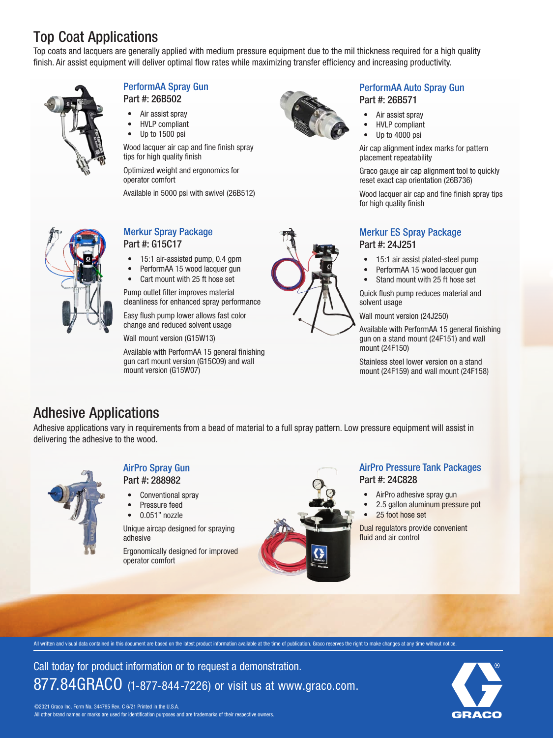## Top Coat Applications

Top coats and lacquers are generally applied with medium pressure equipment due to the mil thickness required for a high quality finish. Air assist equipment will deliver optimal flow rates while maximizing transfer efficiency and increasing productivity.

### PerformAA Spray Gun

Part #: 26B502

- Air assist spray
- HVLP compliant
- Up to 1500 psi

Wood lacquer air cap and fine finish spray tips for high quality finish

Optimized weight and ergonomics for operator comfort

Available in 5000 psi with swivel (26B512)

### PerformAA Auto Spray Gun

Part #: 26B571

- Air assist spray
- HVLP compliant
- Up to 4000 psi

Air cap alignment index marks for pattern placement repeatability

Graco gauge air cap alignment tool to quickly reset exact cap orientation (26B736)

Wood lacquer air cap and fine finish spray tips for high quality finish

### Merkur Spray Package

Part #: G15C17

- 15:1 air-assisted pump, 0.4 gpm
- PerformAA 15 wood lacquer gun
- Cart mount with 25 ft hose set

Pump outlet filter improves material cleanliness for enhanced spray performance

Easy flush pump lower allows fast color change and reduced solvent usage

Wall mount version (G15W13)

Available with PerformAA 15 general finishing gun cart mount version (G15C09) and wall mount version (G15W07)

### Merkur ES Spray Package

Part #: 24J251

- 15:1 air assist plated-steel pump
- PerformAA 15 wood lacquer gun
- Stand mount with 25 ft hose set

Quick flush pump reduces material and solvent usage

Wall mount version (24J250)

Available with PerformAA 15 general finishing gun on a stand mount (24F151) and wall mount (24F150)

Stainless steel lower version on a stand mount (24F159) and wall mount (24F158)

## Adhesive Applications

Adhesive applications vary in requirements from a bead of material to a full spray pattern. Low pressure equipment will assist in delivering the adhesive to the wood.

### AirPro Spray Gun

Part #: 288982

- Conventional spray
- Pressure feed
- 0.051" nozzle

Unique aircap designed for spraying adhesive

Ergonomically designed for improved operator comfort

### AirPro Pressure Tank Packages

Part #: 24C828

- AirPro adhesive spray gun
- 2.5 gallon aluminum pressure pot
- 25 foot hose set

Dual regulators provide convenient fluid and air control

All written and visual data contained in this document are based on the latest product information available at the time of publication. Graco reserves the right to make changes at any time without notice.

Call today for product information or to request a demonstration.

877.84GRACO (1-877-844-7226) or visit us at www.graco.com.

©2021 Graco Inc. Form No. 344795 Rev. C 6/21 Printed in the U.S.A.
All other brand names or marks are used for identification purposes and are trademarks of their respective owners.